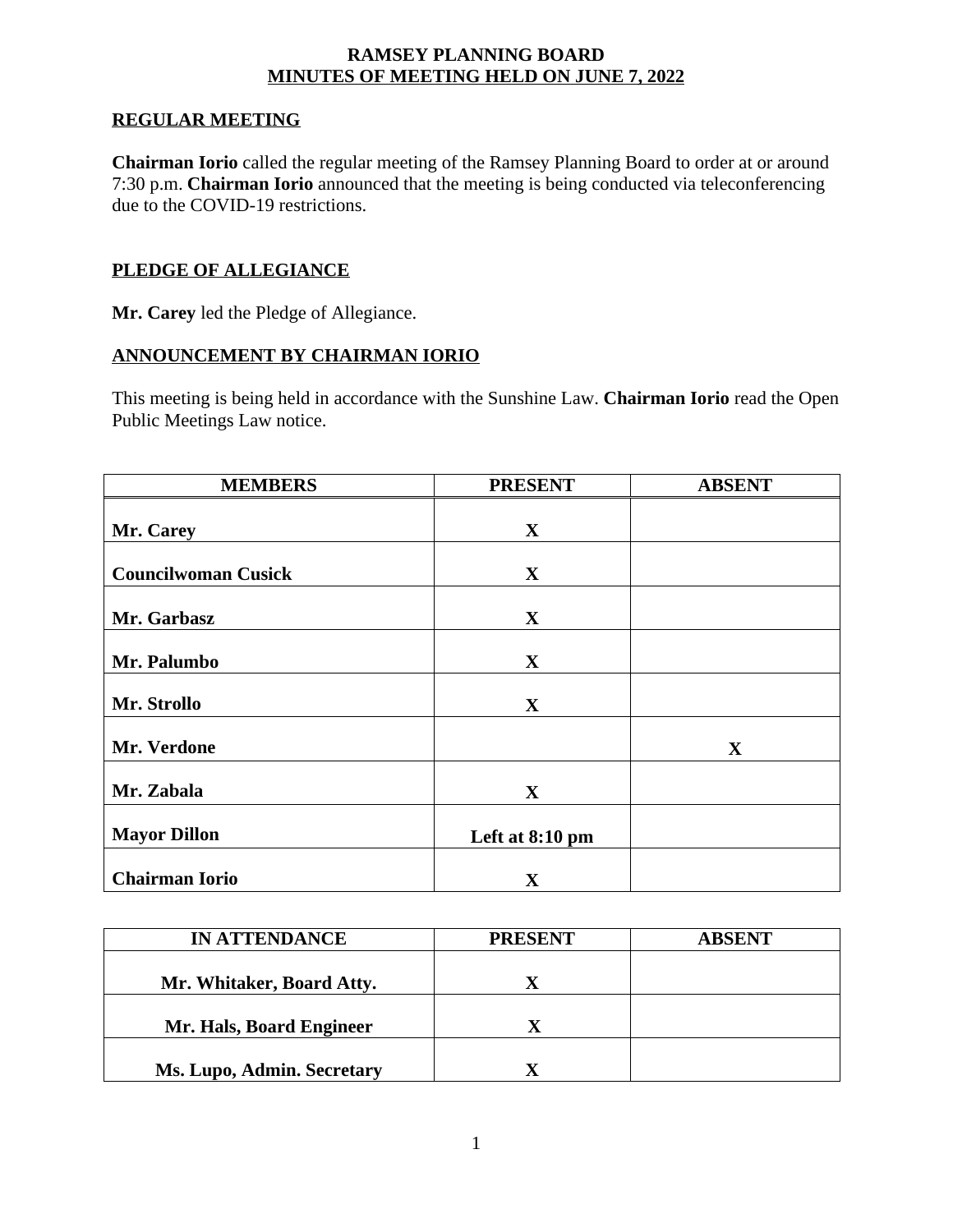# RAMSEY PLANNING BOARD
## MINUTES OF MEETING HELD ON JUNE 7, 2022

### REGULAR MEETING

**Chairman Iorio** called the regular meeting of the Ramsey Planning Board to order at or around 7:30 p.m. **Chairman Iorio** announced that the meeting is being conducted via teleconferencing due to the COVID-19 restrictions.

### PLEDGE OF ALLEGIANCE

**Mr. Carey** led the Pledge of Allegiance.

### ANNOUNCEMENT BY CHAIRMAN IORIO

This meeting is being held in accordance with the Sunshine Law. **Chairman Iorio** read the Open Public Meetings Law notice.

| MEMBERS | PRESENT | ABSENT |
|---|---|---|
| **Mr. Carey** | **X** | |
| **Councilwoman Cusick** | **X** | |
| **Mr. Garbasz** | **X** | |
| **Mr. Palumbo** | **X** | |
| **Mr. Strollo** | **X** | |
| **Mr. Verdone** | | **X** |
| **Mr. Zabala** | **X** | |
| **Mayor Dillon** | **Left at 8:10 pm** | |
| **Chairman Iorio** | **X** | |

| IN ATTENDANCE | PRESENT | ABSENT |
|---|---|---|
| **Mr. Whitaker, Board Atty.** | **X** | |
| **Mr. Hals, Board Engineer** | **X** | |
| **Ms. Lupo, Admin. Secretary** | **X** | |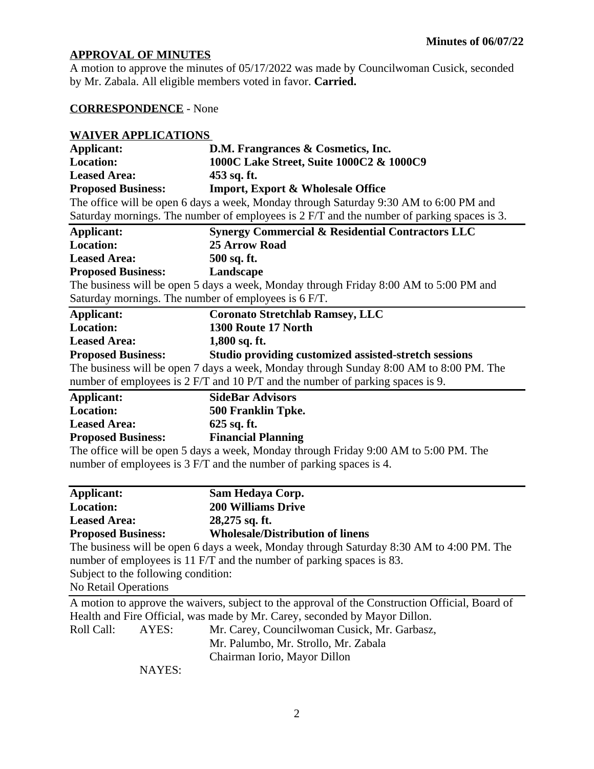## APPROVAL OF MINUTES

A motion to approve the minutes of 05/17/2022 was made by Councilwoman Cusick, seconded by Mr. Zabala. All eligible members voted in favor. **Carried.**

## CORRESPONDENCE - None

## WAIVER APPLICATIONS

**Applicant:** **D.M. Frangrances & Cosmetics, Inc.**
**Location:** **1000C Lake Street, Suite 1000C2 & 1000C9**
**Leased Area:** **453 sq. ft.**
**Proposed Business:** **Import, Export & Wholesale Office**

The office will be open 6 days a week, Monday through Saturday 9:30 AM to 6:00 PM and Saturday mornings. The number of employees is 2 F/T and the number of parking spaces is 3.

---

**Applicant:** **Synergy Commercial & Residential Contractors LLC**
**Location:** **25 Arrow Road**
**Leased Area:** **500 sq. ft.**
**Proposed Business:** **Landscape**

The business will be open 5 days a week, Monday through Friday 8:00 AM to 5:00 PM and Saturday mornings. The number of employees is 6 F/T.

---

**Applicant:** **Coronato Stretchlab Ramsey, LLC**
**Location:** **1300 Route 17 North**
**Leased Area:** **1,800 sq. ft.**
**Proposed Business:** **Studio providing customized assisted-stretch sessions**

The business will be open 7 days a week, Monday through Sunday 8:00 AM to 8:00 PM. The number of employees is 2 F/T and 10 P/T and the number of parking spaces is 9.

---

**Applicant:** **SideBar Advisors**
**Location:** **500 Franklin Tpke.**
**Leased Area:** **625 sq. ft.**
**Proposed Business:** **Financial Planning**

The office will be open 5 days a week, Monday through Friday 9:00 AM to 5:00 PM. The number of employees is 3 F/T and the number of parking spaces is 4.

---

**Applicant:** **Sam Hedaya Corp.**
**Location:** **200 Williams Drive**
**Leased Area:** **28,275 sq. ft.**
**Proposed Business:** **Wholesale/Distribution of linens**

The business will be open 6 days a week, Monday through Saturday 8:30 AM to 4:00 PM. The number of employees is 11 F/T and the number of parking spaces is 83.
Subject to the following condition:
No Retail Operations

---

A motion to approve the waivers, subject to the approval of the Construction Official, Board of Health and Fire Official, was made by Mr. Carey, seconded by Mayor Dillon.

Roll Call: AYES: Mr. Carey, Councilwoman Cusick, Mr. Garbasz, Mr. Palumbo, Mr. Strollo, Mr. Zabala, Chairman Iorio, Mayor Dillon

NAYES: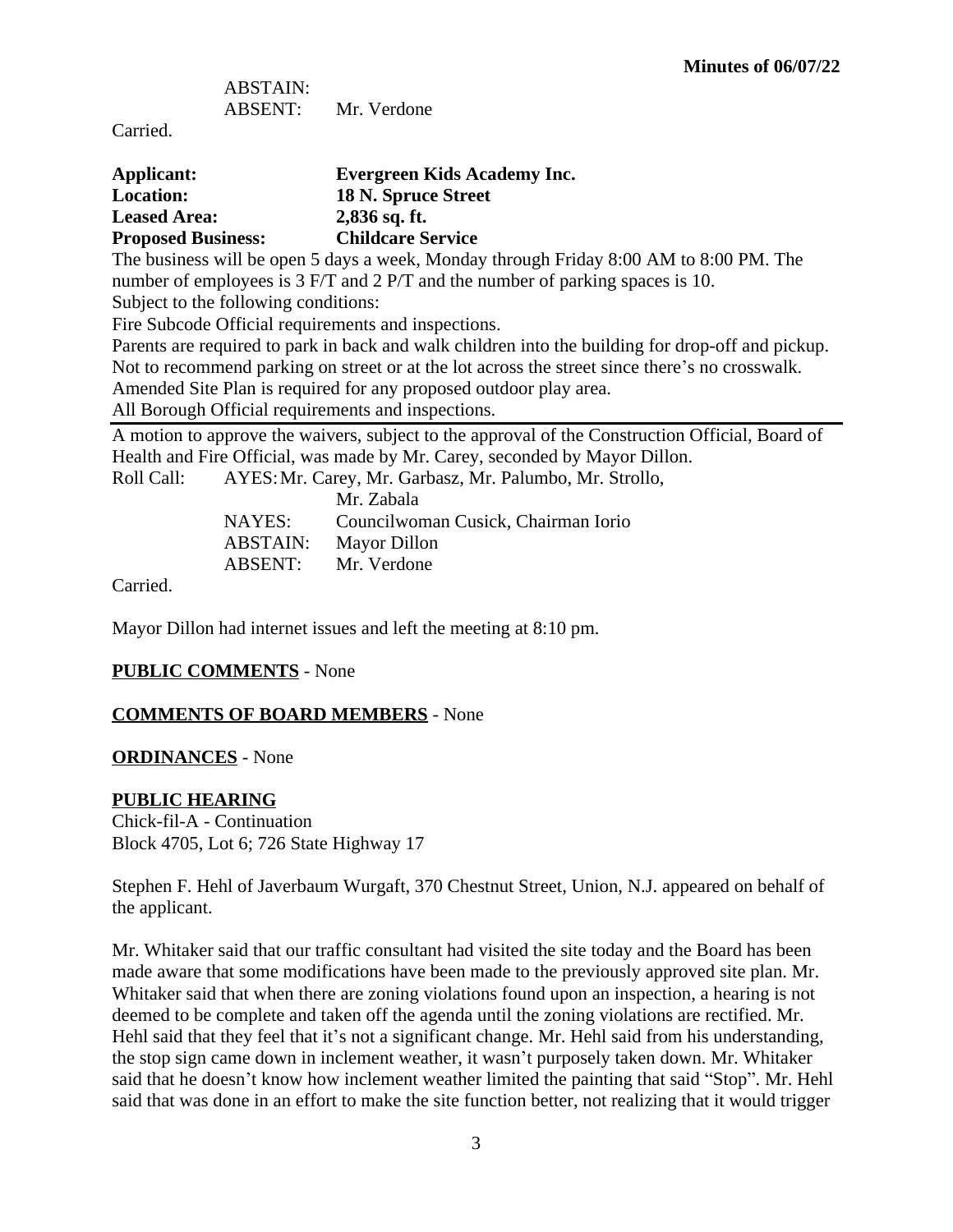ABSTAIN:
ABSENT: Mr. Verdone

Carried.

**Applicant:** **Evergreen Kids Academy Inc.**
**Location:** **18 N. Spruce Street**
**Leased Area:** **2,836 sq. ft.**
**Proposed Business:** **Childcare Service**

The business will be open 5 days a week, Monday through Friday 8:00 AM to 8:00 PM. The number of employees is 3 F/T and 2 P/T and the number of parking spaces is 10.
Subject to the following conditions:
Fire Subcode Official requirements and inspections.
Parents are required to park in back and walk children into the building for drop-off and pickup.
Not to recommend parking on street or at the lot across the street since there's no crosswalk.
Amended Site Plan is required for any proposed outdoor play area.
All Borough Official requirements and inspections.

---

A motion to approve the waivers, subject to the approval of the Construction Official, Board of Health and Fire Official, was made by Mr. Carey, seconded by Mayor Dillon.

Roll Call: AYES: Mr. Carey, Mr. Garbasz, Mr. Palumbo, Mr. Strollo, Mr. Zabala
NAYES: Councilwoman Cusick, Chairman Iorio
ABSTAIN: Mayor Dillon
ABSENT: Mr. Verdone

Carried.

Mayor Dillon had internet issues and left the meeting at 8:10 pm.

**PUBLIC COMMENTS** - None

**COMMENTS OF BOARD MEMBERS** - None

**ORDINANCES** - None

**PUBLIC HEARING**
Chick-fil-A - Continuation
Block 4705, Lot 6; 726 State Highway 17

Stephen F. Hehl of Javerbaum Wurgaft, 370 Chestnut Street, Union, N.J. appeared on behalf of the applicant.

Mr. Whitaker said that our traffic consultant had visited the site today and the Board has been made aware that some modifications have been made to the previously approved site plan. Mr. Whitaker said that when there are zoning violations found upon an inspection, a hearing is not deemed to be complete and taken off the agenda until the zoning violations are rectified. Mr. Hehl said that they feel that it's not a significant change. Mr. Hehl said from his understanding, the stop sign came down in inclement weather, it wasn't purposely taken down. Mr. Whitaker said that he doesn't know how inclement weather limited the painting that said "Stop". Mr. Hehl said that was done in an effort to make the site function better, not realizing that it would trigger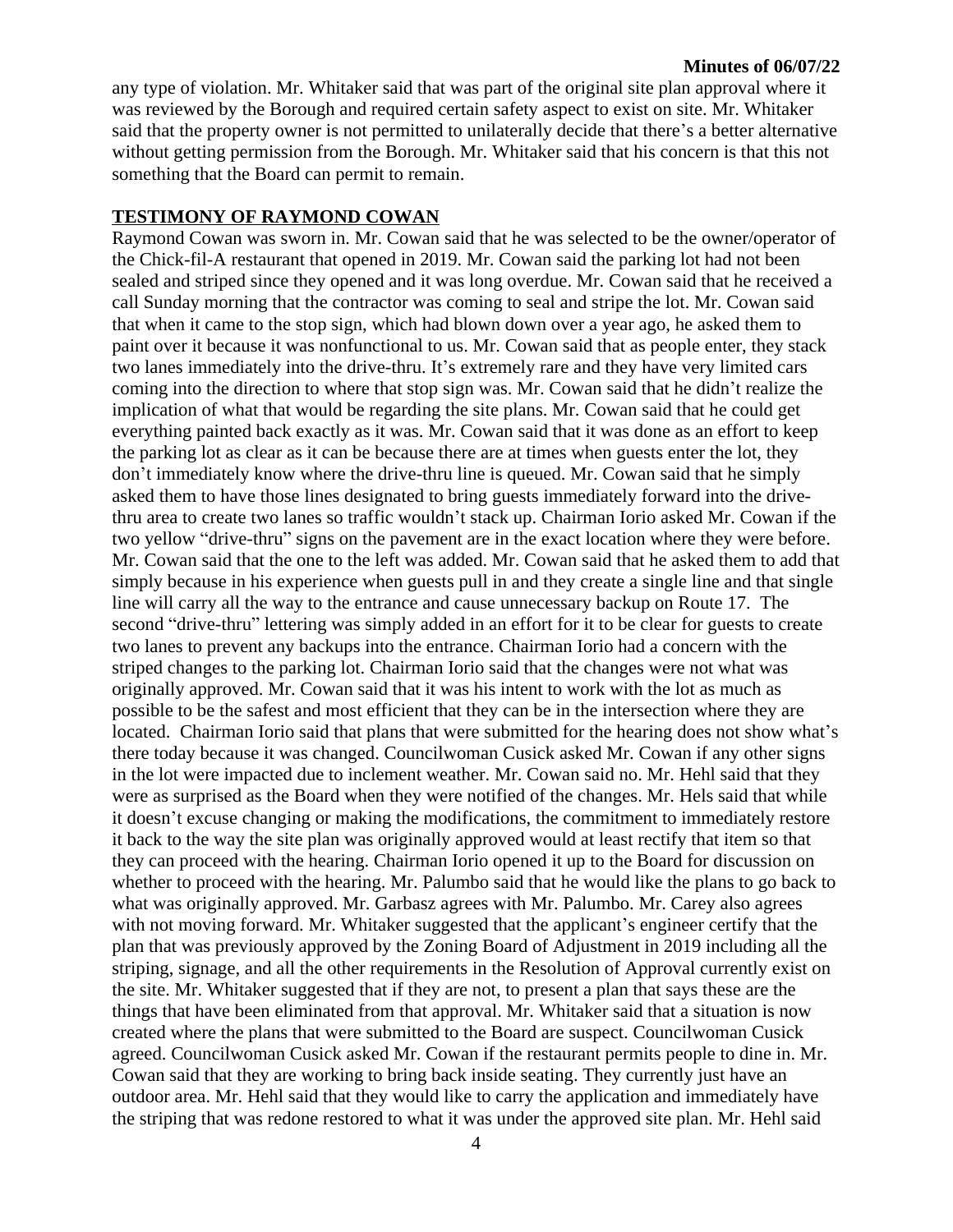any type of violation. Mr. Whitaker said that was part of the original site plan approval where it was reviewed by the Borough and required certain safety aspect to exist on site. Mr. Whitaker said that the property owner is not permitted to unilaterally decide that there's a better alternative without getting permission from the Borough. Mr. Whitaker said that his concern is that this not something that the Board can permit to remain.

## TESTIMONY OF RAYMOND COWAN

Raymond Cowan was sworn in. Mr. Cowan said that he was selected to be the owner/operator of the Chick-fil-A restaurant that opened in 2019. Mr. Cowan said the parking lot had not been sealed and striped since they opened and it was long overdue. Mr. Cowan said that he received a call Sunday morning that the contractor was coming to seal and stripe the lot. Mr. Cowan said that when it came to the stop sign, which had blown down over a year ago, he asked them to paint over it because it was nonfunctional to us. Mr. Cowan said that as people enter, they stack two lanes immediately into the drive-thru. It's extremely rare and they have very limited cars coming into the direction to where that stop sign was. Mr. Cowan said that he didn't realize the implication of what that would be regarding the site plans. Mr. Cowan said that he could get everything painted back exactly as it was. Mr. Cowan said that it was done as an effort to keep the parking lot as clear as it can be because there are at times when guests enter the lot, they don't immediately know where the drive-thru line is queued. Mr. Cowan said that he simply asked them to have those lines designated to bring guests immediately forward into the drive-thru area to create two lanes so traffic wouldn't stack up. Chairman Iorio asked Mr. Cowan if the two yellow "drive-thru" signs on the pavement are in the exact location where they were before. Mr. Cowan said that the one to the left was added. Mr. Cowan said that he asked them to add that simply because in his experience when guests pull in and they create a single line and that single line will carry all the way to the entrance and cause unnecessary backup on Route 17. The second "drive-thru" lettering was simply added in an effort for it to be clear for guests to create two lanes to prevent any backups into the entrance. Chairman Iorio had a concern with the striped changes to the parking lot. Chairman Iorio said that the changes were not what was originally approved. Mr. Cowan said that it was his intent to work with the lot as much as possible to be the safest and most efficient that they can be in the intersection where they are located. Chairman Iorio said that plans that were submitted for the hearing does not show what's there today because it was changed. Councilwoman Cusick asked Mr. Cowan if any other signs in the lot were impacted due to inclement weather. Mr. Cowan said no. Mr. Hehl said that they were as surprised as the Board when they were notified of the changes. Mr. Hels said that while it doesn't excuse changing or making the modifications, the commitment to immediately restore it back to the way the site plan was originally approved would at least rectify that item so that they can proceed with the hearing. Chairman Iorio opened it up to the Board for discussion on whether to proceed with the hearing. Mr. Palumbo said that he would like the plans to go back to what was originally approved. Mr. Garbasz agrees with Mr. Palumbo. Mr. Carey also agrees with not moving forward. Mr. Whitaker suggested that the applicant's engineer certify that the plan that was previously approved by the Zoning Board of Adjustment in 2019 including all the striping, signage, and all the other requirements in the Resolution of Approval currently exist on the site. Mr. Whitaker suggested that if they are not, to present a plan that says these are the things that have been eliminated from that approval. Mr. Whitaker said that a situation is now created where the plans that were submitted to the Board are suspect. Councilwoman Cusick agreed. Councilwoman Cusick asked Mr. Cowan if the restaurant permits people to dine in. Mr. Cowan said that they are working to bring back inside seating. They currently just have an outdoor area. Mr. Hehl said that they would like to carry the application and immediately have the striping that was redone restored to what it was under the approved site plan. Mr. Hehl said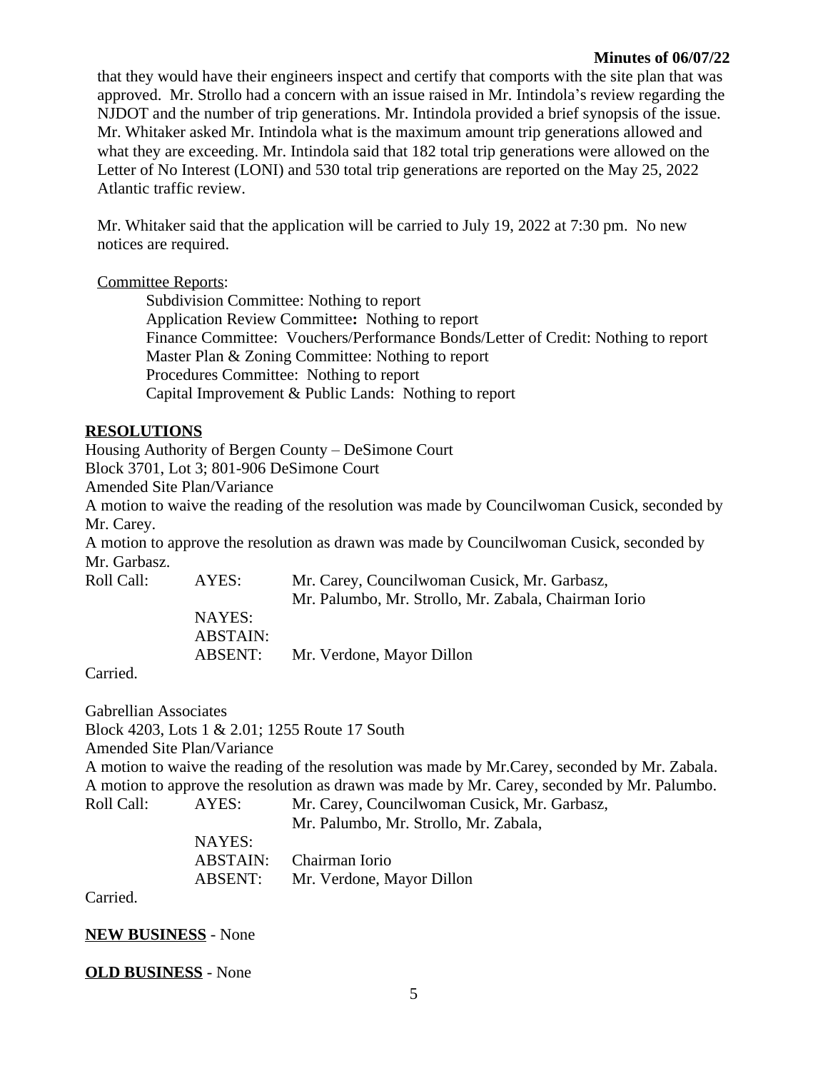that they would have their engineers inspect and certify that comports with the site plan that was approved. Mr. Strollo had a concern with an issue raised in Mr. Intindola's review regarding the NJDOT and the number of trip generations. Mr. Intindola provided a brief synopsis of the issue. Mr. Whitaker asked Mr. Intindola what is the maximum amount trip generations allowed and what they are exceeding. Mr. Intindola said that 182 total trip generations were allowed on the Letter of No Interest (LONI) and 530 total trip generations are reported on the May 25, 2022 Atlantic traffic review.

Mr. Whitaker said that the application will be carried to July 19, 2022 at 7:30 pm. No new notices are required.

Committee Reports:

Subdivision Committee: Nothing to report
Application Review Committee**:** Nothing to report
Finance Committee: Vouchers/Performance Bonds/Letter of Credit: Nothing to report
Master Plan & Zoning Committee: Nothing to report
Procedures Committee: Nothing to report
Capital Improvement & Public Lands: Nothing to report

**RESOLUTIONS**

Housing Authority of Bergen County – DeSimone Court
Block 3701, Lot 3; 801-906 DeSimone Court
Amended Site Plan/Variance
A motion to waive the reading of the resolution was made by Councilwoman Cusick, seconded by Mr. Carey.
A motion to approve the resolution as drawn was made by Councilwoman Cusick, seconded by Mr. Garbasz.

| Roll Call: | AYES: | Mr. Carey, Councilwoman Cusick, Mr. Garbasz, Mr. Palumbo, Mr. Strollo, Mr. Zabala, Chairman Iorio |
|---|---|---|
| | NAYES: | |
| | ABSTAIN: | |
| | ABSENT: | Mr. Verdone, Mayor Dillon |

Carried.

Gabrellian Associates
Block 4203, Lots 1 & 2.01; 1255 Route 17 South
Amended Site Plan/Variance
A motion to waive the reading of the resolution was made by Mr.Carey, seconded by Mr. Zabala.
A motion to approve the resolution as drawn was made by Mr. Carey, seconded by Mr. Palumbo.

| Roll Call: | AYES: | Mr. Carey, Councilwoman Cusick, Mr. Garbasz, Mr. Palumbo, Mr. Strollo, Mr. Zabala, |
|---|---|---|
| | NAYES: | |
| | ABSTAIN: | Chairman Iorio |
| | ABSENT: | Mr. Verdone, Mayor Dillon |

Carried.

**NEW BUSINESS** - None

**OLD BUSINESS** - None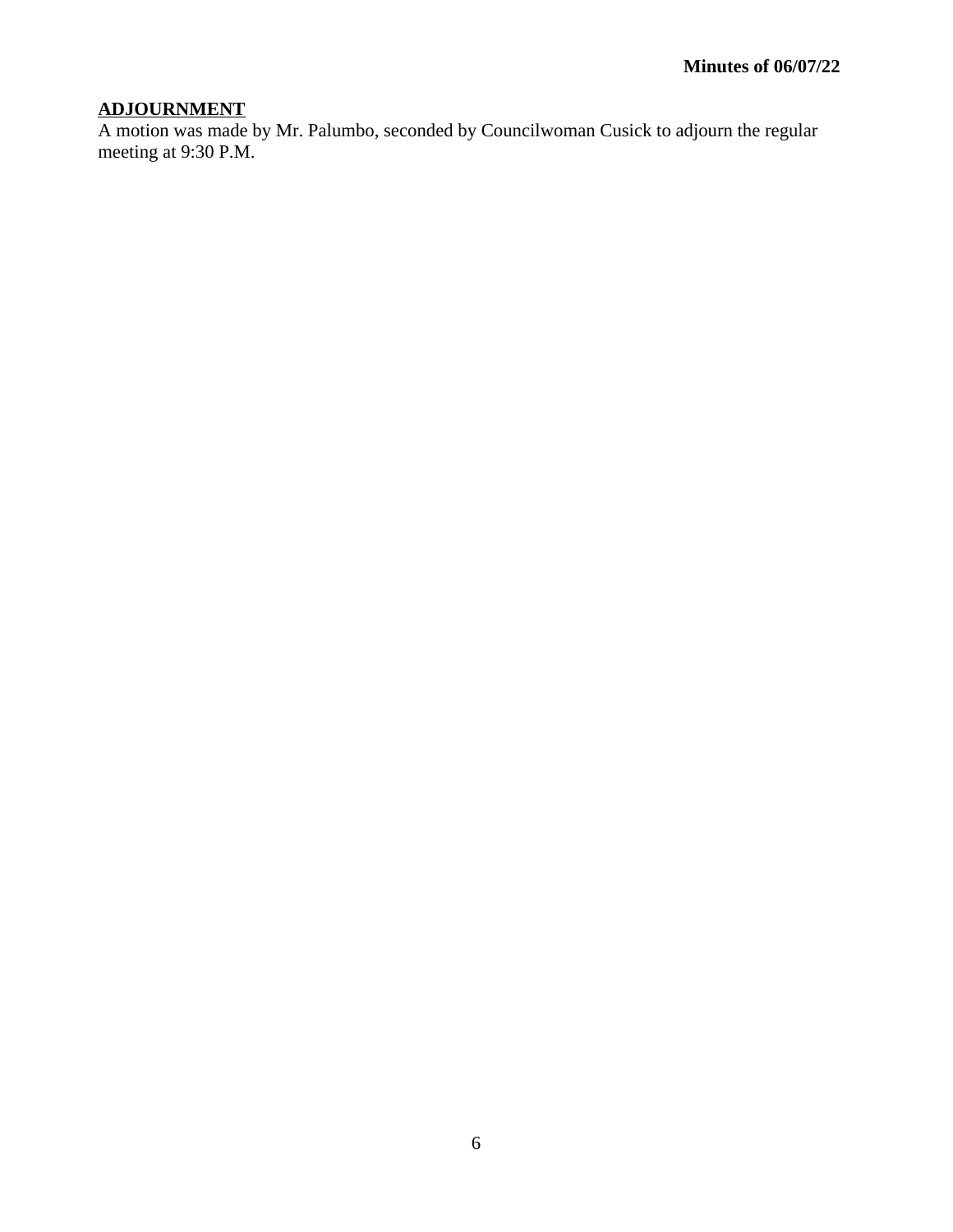## ADJOURNMENT

A motion was made by Mr. Palumbo, seconded by Councilwoman Cusick to adjourn the regular meeting at 9:30 P.M.